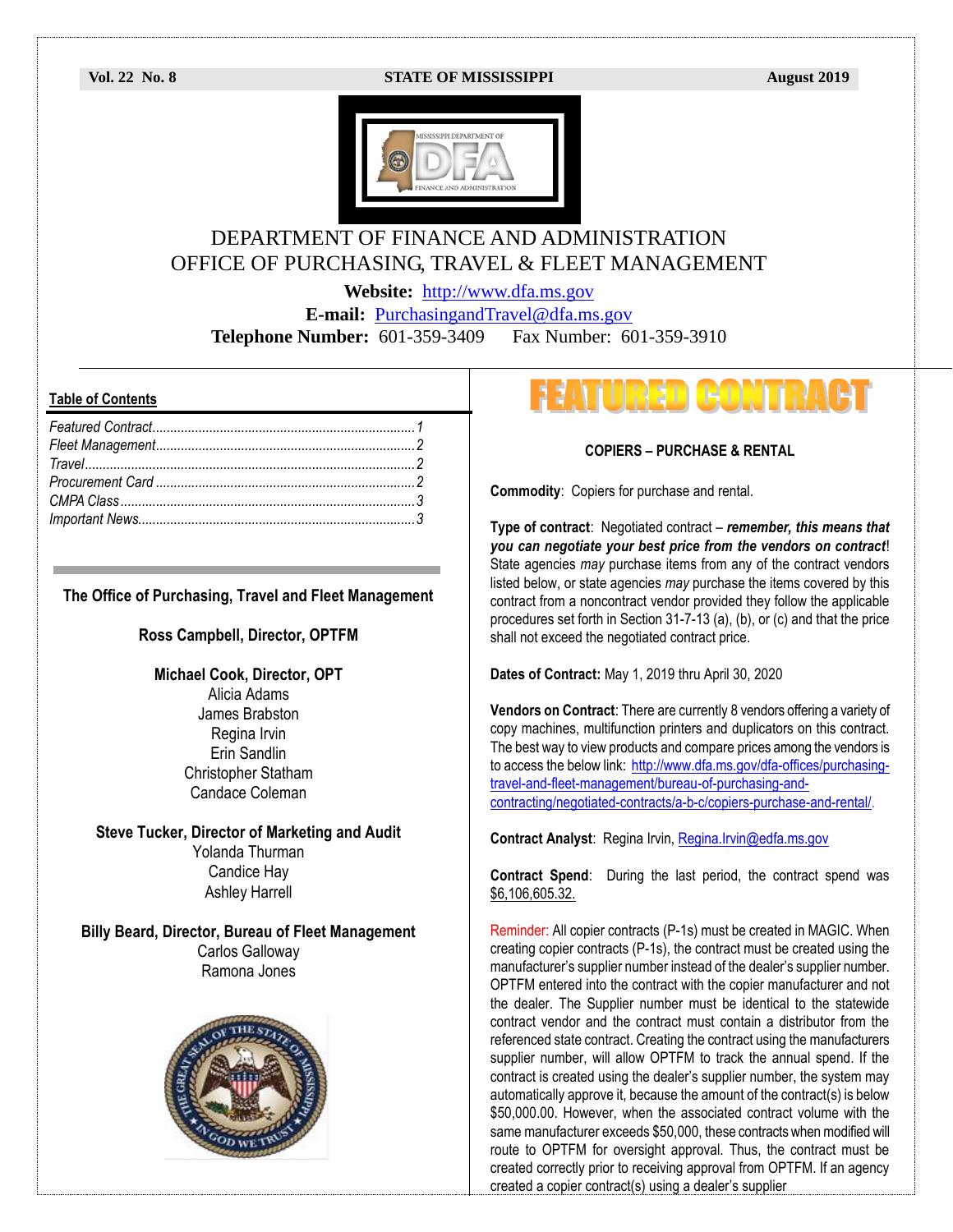**Vol. 22 No. 8** **STATE OF MISSISSIPPI** **August 2019**

# DEPARTMENT OF FINANCE AND ADMINISTRATION
# OFFICE OF PURCHASING, TRAVEL & FLEET MANAGEMENT

**Website:** http://www.dfa.ms.gov
**E-mail:** PurchasingandTravel@dfa.ms.gov
**Telephone Number:** 601-359-3409 Fax Number: 601-359-3910

## Table of Contents

*Featured Contract......................................1*
*Fleet Management......................................2*
*Travel......................................2*
*Procurement Card......................................2*
*CMPA Class......................................3*
*Important News......................................3*

**The Office of Purchasing, Travel and Fleet Management**

**Ross Campbell, Director, OPTFM**

**Michael Cook, Director, OPT**
Alicia Adams
James Brabston
Regina Irvin
Erin Sandlin
Christopher Statham
Candace Coleman

**Steve Tucker, Director of Marketing and Audit**
Yolanda Thurman
Candice Hay
Ashley Harrell

**Billy Beard, Director, Bureau of Fleet Management**
Carlos Galloway
Ramona Jones

## FEATURED CONTRACT

### COPIERS – PURCHASE & RENTAL

**Commodity**: Copiers for purchase and rental.

**Type of contract**: Negotiated contract – ***remember, this means that you can negotiate your best price from the vendors on contract***! State agencies *may* purchase items from any of the contract vendors listed below, or state agencies *may* purchase the items covered by this contract from a noncontract vendor provided they follow the applicable procedures set forth in Section 31-7-13 (a), (b), or (c) and that the price shall not exceed the negotiated contract price.

**Dates of Contract:** May 1, 2019 thru April 30, 2020

**Vendors on Contract**: There are currently 8 vendors offering a variety of copy machines, multifunction printers and duplicators on this contract. The best way to view products and compare prices among the vendors is to access the below link: http://www.dfa.ms.gov/dfa-offices/purchasing-travel-and-fleet-management/bureau-of-purchasing-and-contracting/negotiated-contracts/a-b-c/copiers-purchase-and-rental/.

**Contract Analyst**: Regina Irvin, Regina.Irvin@edfa.ms.gov

**Contract Spend**: During the last period, the contract spend was $6,106,605.32.

Reminder: All copier contracts (P-1s) must be created in MAGIC. When creating copier contracts (P-1s), the contract must be created using the manufacturer's supplier number instead of the dealer's supplier number. OPTFM entered into the contract with the copier manufacturer and not the dealer. The Supplier number must be identical to the statewide contract vendor and the contract must contain a distributor from the referenced state contract. Creating the contract using the manufacturers supplier number, will allow OPTFM to track the annual spend. If the contract is created using the dealer's supplier number, the system may automatically approve it, because the amount of the contract(s) is below $50,000.00. However, when the associated contract volume with the same manufacturer exceeds $50,000, these contracts when modified will route to OPTFM for oversight approval. Thus, the contract must be created correctly prior to receiving approval from OPTFM. If an agency created a copier contract(s) using a dealer's supplier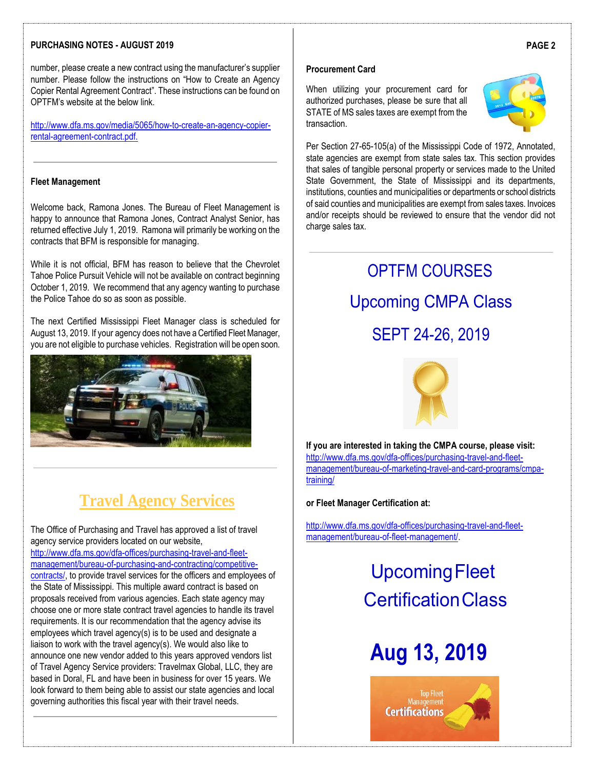number, please create a new contract using the manufacturer's supplier number. Please follow the instructions on "How to Create an Agency Copier Rental Agreement Contract". These instructions can be found on OPTFM's website at the below link.

http://www.dfa.ms.gov/media/5065/how-to-create-an-agency-copier-rental-agreement-contract.pdf.

---

**Fleet Management**

Welcome back, Ramona Jones. The Bureau of Fleet Management is happy to announce that Ramona Jones, Contract Analyst Senior, has returned effective July 1, 2019. Ramona will primarily be working on the contracts that BFM is responsible for managing.

While it is not official, BFM has reason to believe that the Chevrolet Tahoe Police Pursuit Vehicle will not be available on contract beginning October 1, 2019. We recommend that any agency wanting to purchase the Police Tahoe do so as soon as possible.

The next Certified Mississippi Fleet Manager class is scheduled for August 13, 2019. If your agency does not have a Certified Fleet Manager, you are not eligible to purchase vehicles. Registration will be open soon.

---

## Travel Agency Services

The Office of Purchasing and Travel has approved a list of travel agency service providers located on our website, http://www.dfa.ms.gov/dfa-offices/purchasing-travel-and-fleet-management/bureau-of-purchasing-and-contracting/competitive-contracts/, to provide travel services for the officers and employees of the State of Mississippi. This multiple award contract is based on proposals received from various agencies. Each state agency may choose one or more state contract travel agencies to handle its travel requirements. It is our recommendation that the agency advise its employees which travel agency(s) is to be used and designate a liaison to work with the travel agency(s). We would also like to announce one new vendor added to this years approved vendors list of Travel Agency Service providers: Travelmax Global, LLC, they are based in Doral, FL and have been in business for over 15 years. We look forward to them being able to assist our state agencies and local governing authorities this fiscal year with their travel needs.

---

**Procurement Card**

When utilizing your procurement card for authorized purchases, please be sure that all STATE of MS sales taxes are exempt from the transaction.

Per Section 27-65-105(a) of the Mississippi Code of 1972, Annotated, state agencies are exempt from state sales tax. This section provides that sales of tangible personal property or services made to the United State Government, the State of Mississippi and its departments, institutions, counties and municipalities or departments or school districts of said counties and municipalities are exempt from sales taxes. Invoices and/or receipts should be reviewed to ensure that the vendor did not charge sales tax.

---

## OPTFM COURSES

## Upcoming CMPA Class

## SEPT 24-26, 2019

**If you are interested in taking the CMPA course, please visit:**
http://www.dfa.ms.gov/dfa-offices/purchasing-travel-and-fleet-management/bureau-of-marketing-travel-and-card-programs/cmpa-training/

**or Fleet Manager Certification at:**

http://www.dfa.ms.gov/dfa-offices/purchasing-travel-and-fleet-management/bureau-of-fleet-management/.

## Upcoming Fleet Certification Class

# Aug 13, 2019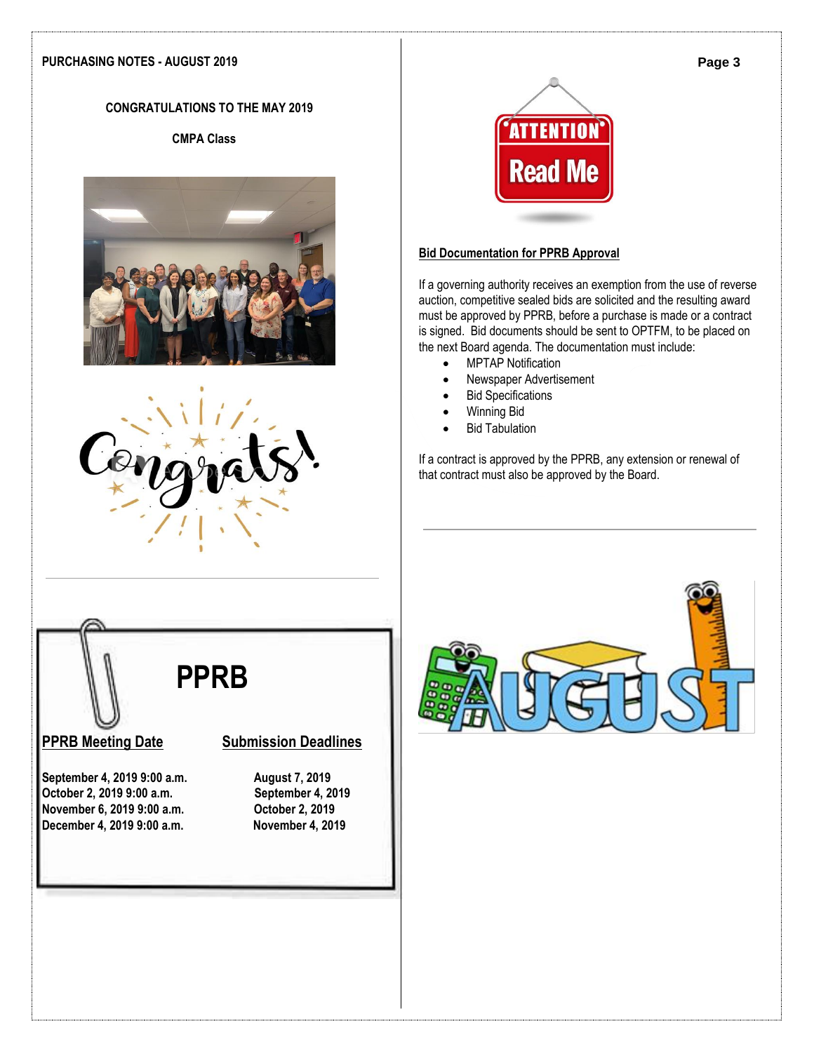CONGRATULATIONS TO THE MAY 2019

CMPA Class

## PPRB

| PPRB Meeting Date | Submission Deadlines |
|---|---|
| September 4, 2019 9:00 a.m. | August 7, 2019 |
| October 2, 2019 9:00 a.m. | September 4, 2019 |
| November 6, 2019 9:00 a.m. | October 2, 2019 |
| December 4, 2019 9:00 a.m. | November 4, 2019 |

## Bid Documentation for PPRB Approval

If a governing authority receives an exemption from the use of reverse auction, competitive sealed bids are solicited and the resulting award must be approved by PPRB, before a purchase is made or a contract is signed. Bid documents should be sent to OPTFM, to be placed on the next Board agenda. The documentation must include:

- MPTAP Notification
- Newspaper Advertisement
- Bid Specifications
- Winning Bid
- Bid Tabulation

If a contract is approved by the PPRB, any extension or renewal of that contract must also be approved by the Board.